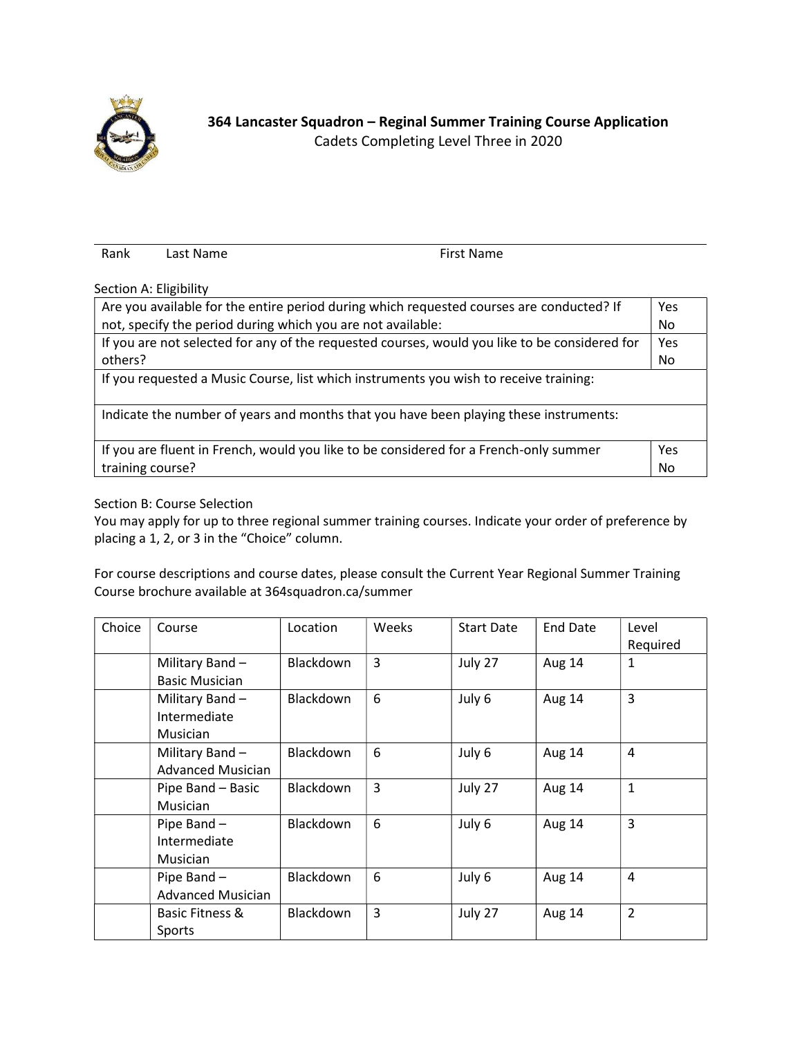# 364 Lancaster Squadron – Reginal Summer Training Course Application

Cadets Completing Level Three in 2020

Rank        Last Name                                        First Name

Section A: Eligibility

| | |
|---|---|
| Are you available for the entire period during which requested courses are conducted? If not, specify the period during which you are not available: | Yes<br>No |
| If you are not selected for any of the requested courses, would you like to be considered for others? | Yes<br>No |
| If you requested a Music Course, list which instruments you wish to receive training: | |
| Indicate the number of years and months that you have been playing these instruments: | |
| If you are fluent in French, would you like to be considered for a French-only summer training course? | Yes<br>No |

Section B: Course Selection

You may apply for up to three regional summer training courses. Indicate your order of preference by placing a 1, 2, or 3 in the "Choice" column.

For course descriptions and course dates, please consult the Current Year Regional Summer Training Course brochure available at 364squadron.ca/summer

| Choice | Course | Location | Weeks | Start Date | End Date | Level Required |
|---|---|---|---|---|---|---|
| | Military Band – Basic Musician | Blackdown | 3 | July 27 | Aug 14 | 1 |
| | Military Band – Intermediate Musician | Blackdown | 6 | July 6 | Aug 14 | 3 |
| | Military Band – Advanced Musician | Blackdown | 6 | July 6 | Aug 14 | 4 |
| | Pipe Band – Basic Musician | Blackdown | 3 | July 27 | Aug 14 | 1 |
| | Pipe Band – Intermediate Musician | Blackdown | 6 | July 6 | Aug 14 | 3 |
| | Pipe Band – Advanced Musician | Blackdown | 6 | July 6 | Aug 14 | 4 |
| | Basic Fitness & Sports | Blackdown | 3 | July 27 | Aug 14 | 2 |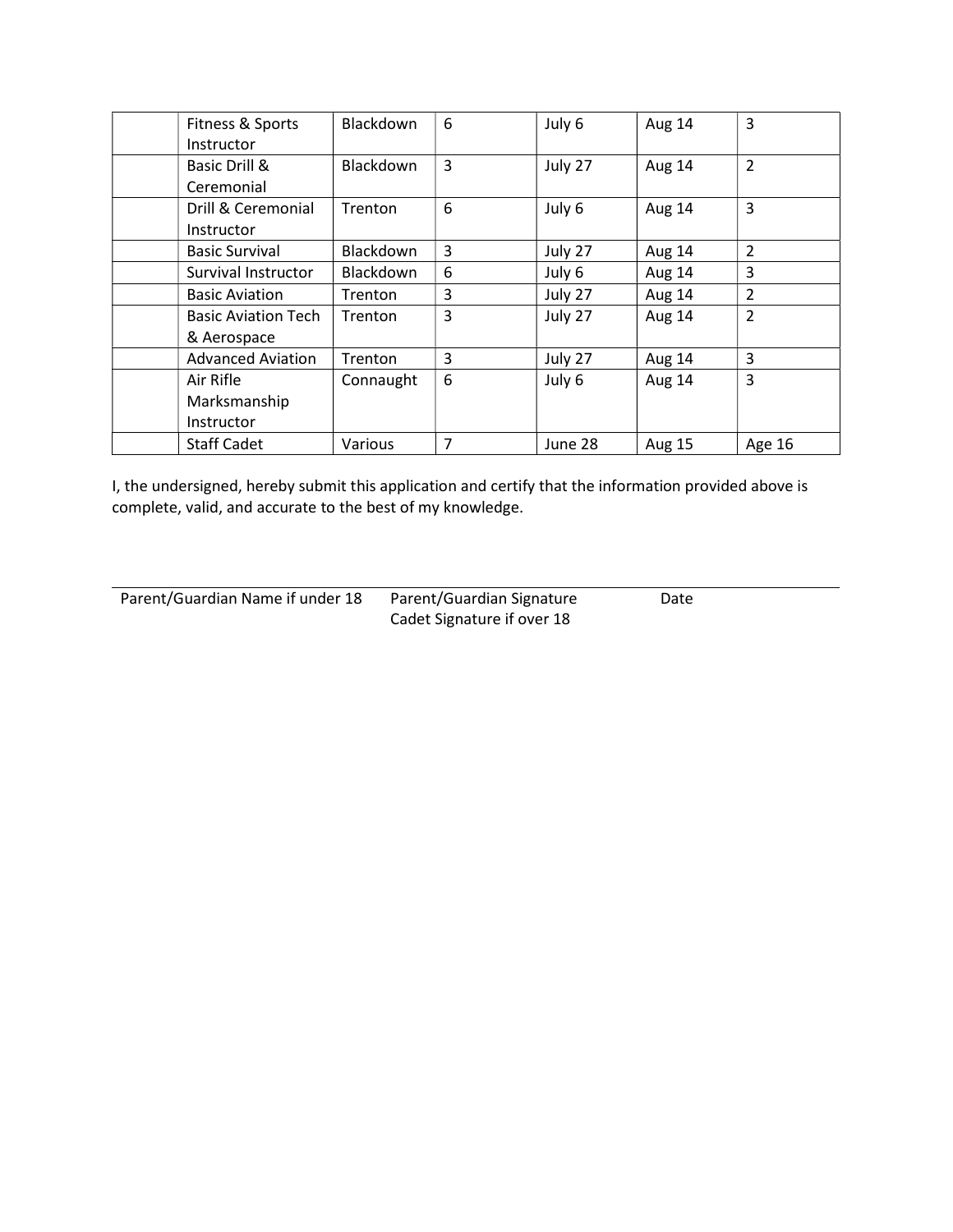| | | | | | | |
|---|---|---|---|---|---|---|
| | Fitness & Sports Instructor | Blackdown | 6 | July 6 | Aug 14 | 3 |
| | Basic Drill & Ceremonial | Blackdown | 3 | July 27 | Aug 14 | 2 |
| | Drill & Ceremonial Instructor | Trenton | 6 | July 6 | Aug 14 | 3 |
| | Basic Survival | Blackdown | 3 | July 27 | Aug 14 | 2 |
| | Survival Instructor | Blackdown | 6 | July 6 | Aug 14 | 3 |
| | Basic Aviation | Trenton | 3 | July 27 | Aug 14 | 2 |
| | Basic Aviation Tech & Aerospace | Trenton | 3 | July 27 | Aug 14 | 2 |
| | Advanced Aviation | Trenton | 3 | July 27 | Aug 14 | 3 |
| | Air Rifle Marksmanship Instructor | Connaught | 6 | July 6 | Aug 14 | 3 |
| | Staff Cadet | Various | 7 | June 28 | Aug 15 | Age 16 |

I, the undersigned, hereby submit this application and certify that the information provided above is complete, valid, and accurate to the best of my knowledge.

| Parent/Guardian Name if under 18 | Parent/Guardian Signature<br>Cadet Signature if over 18 | Date |
|---|---|---|